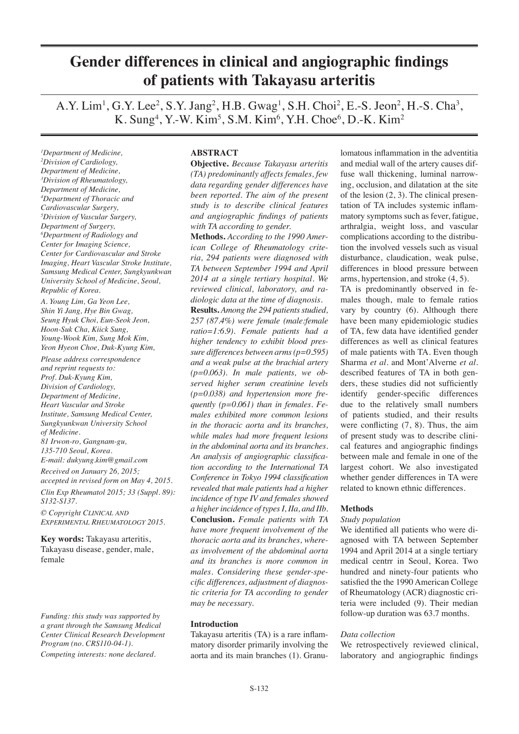# Gender differences in clinical and angiographic findings of patients with Takayasu arteritis

A.Y. Lim[1], G.Y. Lee[2], S.Y. Jang[2], H.B. Gwag[1], S.H. Choi[2], E.-S. Jeon[2], H.-S. Cha[3], K. Sung[4], Y.-W. Kim[5], S.M. Kim[6], Y.H. Choe[6], D.-K. Kim[2]

*[1]Department of Medicine,*
*[2]Division of Cardiology, Department of Medicine,*
*[3]Division of Rheumatology, Department of Medicine,*
*[4]Department of Thoracic and Cardiovascular Surgery,*
*[5]Division of Vascular Surgery, Department of Surgery,*
*[6]Department of Radiology and Center for Imaging Science, Center for Cardiovascular and Stroke Imaging, Heart Vascular Stroke Institute, Samsung Medical Center, Sungkyunkwan University School of Medicine, Seoul, Republic of Korea.*

*A. Young Lim, Ga Yeon Lee, Shin Yi Jang, Hye Bin Gwag, Seung Hyuk Choi, Eun-Seok Jeon, Hoon-Suk Cha, Kiick Sung, Young-Wook Kim, Sung Mok Kim, Yeon Hyeon Choe, Duk-Kyung Kim,*

*Please address correspondence and reprint requests to: Prof. Duk-Kyung Kim, Division of Cardiology, Department of Medicine, Heart Vascular and Stroke Institute, Samsung Medical Center, Sungkyunkwan University School of Medicine. 81 Irwon-ro, Gangnam-gu, 135-710 Seoul, Korea. E-mail: dukyung.kim@gmail.com*

*Received on January 26, 2015; accepted in revised form on May 4, 2015.*

*Clin Exp Rheumatol 2015; 33 (Suppl. 89): S132-S137.*

*© Copyright CLINICAL AND EXPERIMENTAL RHEUMATOLOGY 2015.*

**Key words:** Takayasu arteritis, Takayasu disease, gender, male, female

*Funding: this study was supported by a grant through the Samsung Medical Center Clinical Research Development Program (no. CRS110-04-1).*

*Competing interests: none declared.*

## ABSTRACT

**Objective.** *Because Takayasu arteritis (TA) predominantly affects females, few data regarding gender differences have been reported. The aim of the present study is to describe clinical features and angiographic findings of patients with TA according to gender.*

**Methods.** *According to the 1990 American College of Rheumatology criteria, 294 patients were diagnosed with TA between September 1994 and April 2014 at a single tertiary hospital. We reviewed clinical, laboratory, and radiologic data at the time of diagnosis.*

**Results.** *Among the 294 patients studied, 257 (87.4%) were female (male:female ratio=1:6.9). Female patients had a higher tendency to exhibit blood pressure differences between arms (p=0.595) and a weak pulse at the brachial artery (p=0.063). In male patients, we observed higher serum creatinine levels (p=0.038) and hypertension more frequently (p=0.061) than in females. Females exhibited more common lesions in the thoracic aorta and its branches, while males had more frequent lesions in the abdominal aorta and its branches. An analysis of angiographic classification according to the International TA Conference in Tokyo 1994 classification revealed that male patients had a higher incidence of type IV and females showed a higher incidence of types I, IIa, and IIb.*

**Conclusion.** *Female patients with TA have more frequent involvement of the thoracic aorta and its branches, whereas involvement of the abdominal aorta and its branches is more common in males. Considering these gender-specific differences, adjustment of diagnostic criteria for TA according to gender may be necessary.*

## Introduction

Takayasu arteritis (TA) is a rare inflammatory disorder primarily involving the aorta and its main branches (1). Granulomatous inflammation in the adventitia and medial wall of the artery causes diffuse wall thickening, luminal narrowing, occlusion, and dilatation at the site of the lesion (2, 3). The clinical presentation of TA includes systemic inflammatory symptoms such as fever, fatigue, arthralgia, weight loss, and vascular complications according to the distribution the involved vessels such as visual disturbance, claudication, weak pulse, differences in blood pressure between arms, hypertension, and stroke (4, 5).

TA is predominantly observed in females though, male to female ratios vary by country (6). Although there have been many epidemiologic studies of TA, few data have identified gender differences as well as clinical features of male patients with TA. Even though Sharma *et al.* and Mont'Alverne *et al.* described features of TA in both genders, these studies did not sufficiently identify gender-specific differences due to the relatively small numbers of patients studied, and their results were conflicting (7, 8). Thus, the aim of present study was to describe clinical features and angiographic findings between male and female in one of the largest cohort. We also investigated whether gender differences in TA were related to known ethnic differences.

## Methods

### Study population

We identified all patients who were diagnosed with TA between September 1994 and April 2014 at a single tertiary medical centrr in Seoul, Korea. Two hundred and ninety-four patients who satisfied the the 1990 American College of Rheumatology (ACR) diagnostic criteria were included (9). Their median follow-up duration was 63.7 months.

### Data collection

We retrospectively reviewed clinical, laboratory and angiographic findings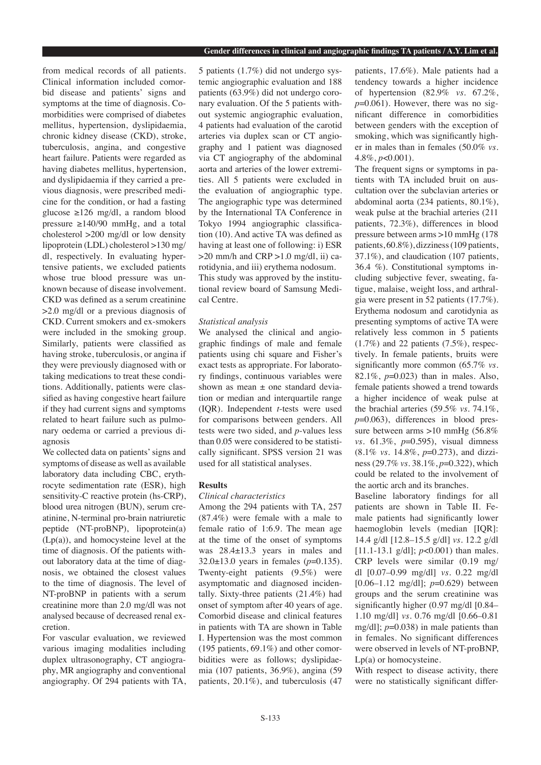from medical records of all patients. Clinical information included comorbid disease and patients' signs and symptoms at the time of diagnosis. Comorbidities were comprised of diabetes mellitus, hypertension, dyslipidaemia, chronic kidney disease (CKD), stroke, tuberculosis, angina, and congestive heart failure. Patients were regarded as having diabetes mellitus, hypertension, and dyslipidaemia if they carried a previous diagnosis, were prescribed medicine for the condition, or had a fasting glucose ≥126 mg/dl, a random blood pressure ≥140/90 mmHg, and a total cholesterol >200 mg/dl or low density lipoprotein (LDL) cholesterol >130 mg/dl, respectively. In evaluating hypertensive patients, we excluded patients whose true blood pressure was unknown because of disease involvement. CKD was defined as a serum creatinine >2.0 mg/dl or a previous diagnosis of CKD. Current smokers and ex-smokers were included in the smoking group. Similarly, patients were classified as having stroke, tuberculosis, or angina if they were previously diagnosed with or taking medications to treat these conditions. Additionally, patients were classified as having congestive heart failure if they had current signs and symptoms related to heart failure such as pulmonary oedema or carried a previous diagnosis

We collected data on patients' signs and symptoms of disease as well as available laboratory data including CBC, erythrocyte sedimentation rate (ESR), high sensitivity-C reactive protein (hs-CRP), blood urea nitrogen (BUN), serum creatinine, N-terminal pro-brain natriuretic peptide (NT-proBNP), lipoprotein(a) (Lp(a)), and homocysteine level at the time of diagnosis. Of the patients without laboratory data at the time of diagnosis, we obtained the closest values to the time of diagnosis. The level of NT-proBNP in patients with a serum creatinine more than 2.0 mg/dl was not analysed because of decreased renal excretion.

For vascular evaluation, we reviewed various imaging modalities including duplex ultrasonography, CT angiography, MR angiography and conventional angiography. Of 294 patients with TA, 5 patients (1.7%) did not undergo systemic angiographic evaluation and 188 patients (63.9%) did not undergo coronary evaluation. Of the 5 patients without systemic angiographic evaluation, 4 patients had evaluation of the carotid arteries via duplex scan or CT angiography and 1 patient was diagnosed via CT angiography of the abdominal aorta and arteries of the lower extremities. All 5 patients were excluded in the evaluation of angiographic type. The angiographic type was determined by the International TA Conference in Tokyo 1994 angiographic classification (10). And active TA was defined as having at least one of following: i) ESR >20 mm/h and CRP >1.0 mg/dl, ii) carotidynia, and iii) erythema nodosum.

This study was approved by the institutional review board of Samsung Medical Centre.

*Statistical analysis*

We analysed the clinical and angiographic findings of male and female patients using chi square and Fisher's exact tests as appropriate. For laboratory findings, continuous variables were shown as mean ± one standard deviation or median and interquartile range (IQR). Independent *t*-tests were used for comparisons between genders. All tests were two sided, and *p*-values less than 0.05 were considered to be statistically significant. SPSS version 21 was used for all statistical analyses.

## Results

*Clinical characteristics*

Among the 294 patients with TA, 257 (87.4%) were female with a male to female ratio of 1:6.9. The mean age at the time of the onset of symptoms was 28.4±13.3 years in males and 32.0±13.0 years in females ($p$=0.135). Twenty-eight patients (9.5%) were asymptomatic and diagnosed incidentally. Sixty-three patients (21.4%) had onset of symptom after 40 years of age. Comorbid disease and clinical features in patients with TA are shown in Table I. Hypertension was the most common (195 patients, 69.1%) and other comorbidities were as follows; dyslipidaemia (107 patients, 36.9%), angina (59 patients, 20.1%), and tuberculosis (47 patients, 17.6%). Male patients had a tendency towards a higher incidence of hypertension (82.9% *vs.* 67.2%, $p$=0.061). However, there was no significant difference in comorbidities between genders with the exception of smoking, which was significantly higher in males than in females (50.0% *vs.* 4.8%, $p$<0.001).

The frequent signs or symptoms in patients with TA included bruit on auscultation over the subclavian arteries or abdominal aorta (234 patients, 80.1%), weak pulse at the brachial arteries (211 patients, 72.3%), differences in blood pressure between arms >10 mmHg (178 patients, 60.8%), dizziness (109 patients, 37.1%), and claudication (107 patients, 36.4 %). Constitutional symptoms including subjective fever, sweating, fatigue, malaise, weight loss, and arthralgia were present in 52 patients (17.7%). Erythema nodosum and carotidynia as presenting symptoms of active TA were relatively less common in 5 patients (1.7%) and 22 patients (7.5%), respectively. In female patients, bruits were significantly more common (65.7% *vs.* 82.1%, $p$=0.023) than in males. Also, female patients showed a trend towards a higher incidence of weak pulse at the brachial arteries (59.5% *vs.* 74.1%, $p$=0.063), differences in blood pressure between arms >10 mmHg (56.8% *vs.* 61.3%, $p$=0.595), visual dimness (8.1% *vs.* 14.8%, $p$=0.273), and dizziness (29.7% *vs.* 38.1%, $p$=0.322), which could be related to the involvement of the aortic arch and its branches.

Baseline laboratory findings for all patients are shown in Table II. Female patients had significantly lower haemoglobin levels (median [IQR]: 14.4 g/dl [12.8–15.5 g/dl] *vs.* 12.2 g/dl [11.1-13.1 g/dl]; $p$<0.001) than males. CRP levels were similar (0.19 mg/dl [0.07–0.99 mg/dl] *vs.* 0.22 mg/dl [0.06–1.12 mg/dl]; $p$=0.629) between groups and the serum creatinine was significantly higher (0.97 mg/dl [0.84–1.10 mg/dl] *vs.* 0.76 mg/dl [0.66–0.81 mg/dl]; $p$=0.038) in male patients than in females. No significant differences were observed in levels of NT-proBNP, Lp(a) or homocysteine.

With respect to disease activity, there were no statistically significant differ-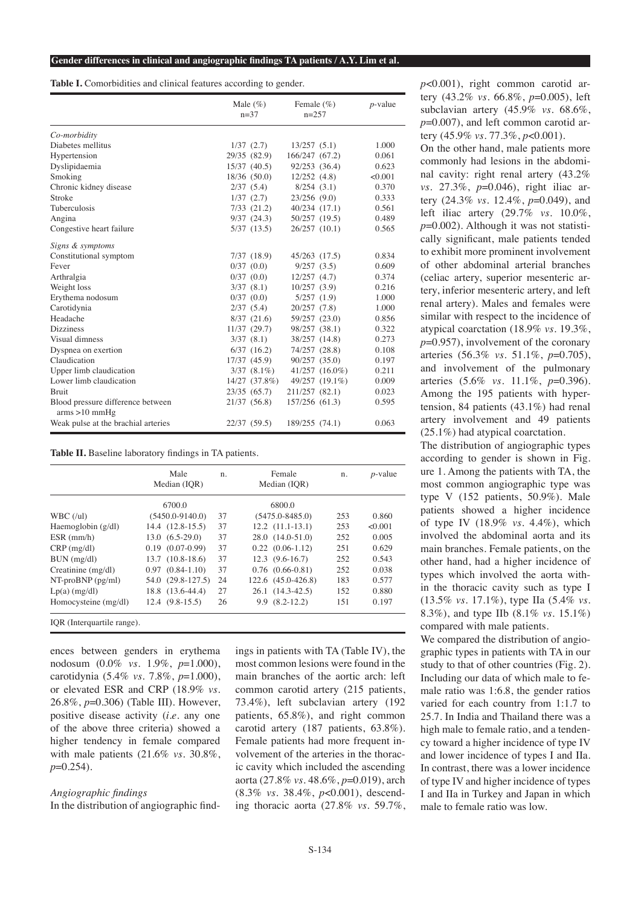**Table I.** Comorbidities and clinical features according to gender.

| | Male (%) n=37 | Female (%) n=257 | *p*-value |
|---|---|---|---|
| *Co-morbidity* | | | |
| Diabetes mellitus | 1/37 (2.7) | 13/257 (5.1) | 1.000 |
| Hypertension | 29/35 (82.9) | 166/247 (67.2) | 0.061 |
| Dyslipidaemia | 15/37 (40.5) | 92/253 (36.4) | 0.623 |
| Smoking | 18/36 (50.0) | 12/252 (4.8) | <0.001 |
| Chronic kidney disease | 2/37 (5.4) | 8/254 (3.1) | 0.370 |
| Stroke | 1/37 (2.7) | 23/256 (9.0) | 0.333 |
| Tuberculosis | 7/33 (21.2) | 40/234 (17.1) | 0.561 |
| Angina | 9/37 (24.3) | 50/257 (19.5) | 0.489 |
| Congestive heart failure | 5/37 (13.5) | 26/257 (10.1) | 0.565 |
| *Signs & symptoms* | | | |
| Constitutional symptom | 7/37 (18.9) | 45/263 (17.5) | 0.834 |
| Fever | 0/37 (0.0) | 9/257 (3.5) | 0.609 |
| Arthralgia | 0/37 (0.0) | 12/257 (4.7) | 0.374 |
| Weight loss | 3/37 (8.1) | 10/257 (3.9) | 0.216 |
| Erythema nodosum | 0/37 (0.0) | 5/257 (1.9) | 1.000 |
| Carotidynia | 2/37 (5.4) | 20/257 (7.8) | 1.000 |
| Headache | 8/37 (21.6) | 59/257 (23.0) | 0.856 |
| Dizziness | 11/37 (29.7) | 98/257 (38.1) | 0.322 |
| Visual dimness | 3/37 (8.1) | 38/257 (14.8) | 0.273 |
| Dyspnea on exertion | 6/37 (16.2) | 74/257 (28.8) | 0.108 |
| Claudication | 17/37 (45.9) | 90/257 (35.0) | 0.197 |
| Upper limb claudication | 3/37 (8.1%) | 41/257 (16.0%) | 0.211 |
| Lower limb claudication | 14/27 (37.8%) | 49/257 (19.1%) | 0.009 |
| Bruit | 23/35 (65.7) | 211/257 (82.1) | 0.023 |
| Blood pressure difference between arms >10 mmHg | 21/37 (56.8) | 157/256 (61.3) | 0.595 |
| Weak pulse at the brachial arteries | 22/37 (59.5) | 189/255 (74.1) | 0.063 |

**Table II.** Baseline laboratory findings in TA patients.

| | Male Median (IQR) | n. | Female Median (IQR) | n. | *p*-value |
|---|---|---|---|---|---|
| WBC (/ul) | 6700.0 (5450.0-9140.0) | 37 | 6800.0 (5475.0-8485.0) | 253 | 0.860 |
| Haemoglobin (g/dl) | 14.4 (12.8-15.5) | 37 | 12.2 (11.1-13.1) | 253 | <0.001 |
| ESR (mm/h) | 13.0 (6.5-29.0) | 37 | 28.0 (14.0-51.0) | 252 | 0.005 |
| CRP (mg/dl) | 0.19 (0.07-0.99) | 37 | 0.22 (0.06-1.12) | 251 | 0.629 |
| BUN (mg/dl) | 13.7 (10.8-18.6) | 37 | 12.3 (9.6-16.7) | 252 | 0.543 |
| Creatinine (mg/dl) | 0.97 (0.84-1.10) | 37 | 0.76 (0.66-0.81) | 252 | 0.038 |
| NT-proBNP (pg/ml) | 54.0 (29.8-127.5) | 24 | 122.6 (45.0-426.8) | 183 | 0.577 |
| Lp(a) (mg/dl) | 18.8 (13.6-44.4) | 27 | 26.1 (14.3-42.5) | 152 | 0.880 |
| Homocysteine (mg/dl) | 12.4 (9.8-15.5) | 26 | 9.9 (8.2-12.2) | 151 | 0.197 |

IQR (Interquartile range).

ences between genders in erythema nodosum (0.0% *vs.* 1.9%, *p*=1.000), carotidynia (5.4% *vs.* 7.8%, *p*=1.000), or elevated ESR and CRP (18.9% *vs.* 26.8%, *p*=0.306) (Table III). However, positive disease activity (*i.e.* any one of the above three criteria) showed a higher tendency in female compared with male patients (21.6% *vs.* 30.8%, *p*=0.254).

*Angiographic findings*

In the distribution of angiographic findings in patients with TA (Table IV), the most common lesions were found in the main branches of the aortic arch: left common carotid artery (215 patients, 73.4%), left subclavian artery (192 patients, 65.8%), and right common carotid artery (187 patients, 63.8%). Female patients had more frequent involvement of the arteries in the thoracic cavity which included the ascending aorta (27.8% *vs.* 48.6%, *p*=0.019), arch (8.3% *vs.* 38.4%, *p*<0.001), descending thoracic aorta (27.8% *vs.* 59.7%, *p*<0.001), right common carotid artery (43.2% *vs.* 66.8%, *p*=0.005), left subclavian artery (45.9% *vs.* 68.6%, *p*=0.007), and left common carotid artery (45.9% *vs.* 77.3%, *p*<0.001).

On the other hand, male patients more commonly had lesions in the abdominal cavity: right renal artery (43.2% *vs.* 27.3%, *p*=0.046), right iliac artery (24.3% *vs.* 12.4%, *p*=0.049), and left iliac artery (29.7% *vs.* 10.0%, *p*=0.002). Although it was not statistically significant, male patients tended to exhibit more prominent involvement of other abdominal arterial branches (celiac artery, superior mesenteric artery, inferior mesenteric artery, and left renal artery). Males and females were similar with respect to the incidence of atypical coarctation (18.9% *vs.* 19.3%, *p*=0.957), involvement of the coronary arteries (56.3% *vs.* 51.1%, *p*=0.705), and involvement of the pulmonary arteries (5.6% *vs.* 11.1%, *p*=0.396). Among the 195 patients with hypertension, 84 patients (43.1%) had renal artery involvement and 49 patients (25.1%) had atypical coarctation.

The distribution of angiographic types according to gender is shown in Figure 1. Among the patients with TA, the most common angiographic type was type V (152 patients, 50.9%). Male patients showed a higher incidence of type IV (18.9% *vs.* 4.4%), which involved the abdominal aorta and its main branches. Female patients, on the other hand, had a higher incidence of types which involved the aorta within the thoracic cavity such as type I (13.5% *vs.* 17.1%), type IIa (5.4% *vs.* 8.3%), and type IIb (8.1% *vs.* 15.1%) compared with male patients.

We compared the distribution of angiographic types in patients with TA in our study to that of other countries (Fig. 2). Including our data of which male to female ratio was 1:6.8, the gender ratios varied for each country from 1:1.7 to 25.7. In India and Thailand there was a high male to female ratio, and a tendency toward a higher incidence of type IV and lower incidence of types I and IIa. In contrast, there was a lower incidence of type IV and higher incidence of types I and IIa in Turkey and Japan in which male to female ratio was low.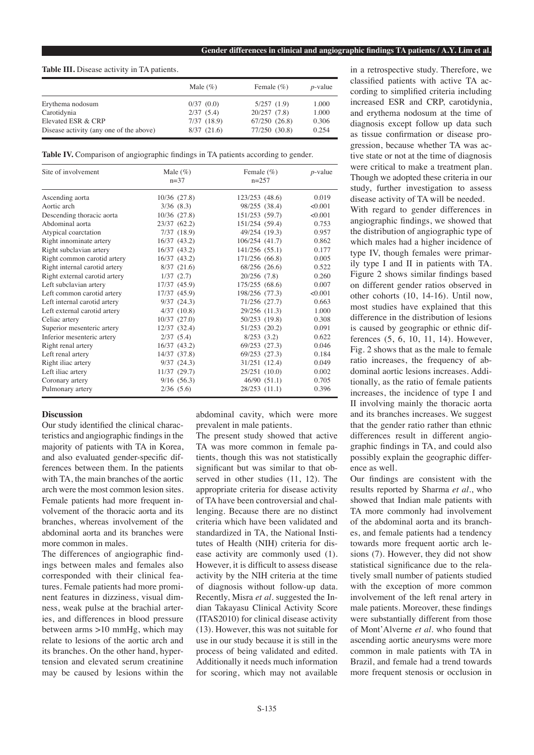**Table III.** Disease activity in TA patients.

| | Male (%) | Female (%) | *p*-value |
|---|---|---|---|
| Erythema nodosum | 0/37 (0.0) | 5/257 (1.9) | 1.000 |
| Carotidynia | 2/37 (5.4) | 20/257 (7.8) | 1.000 |
| Elevated ESR & CRP | 7/37 (18.9) | 67/250 (26.8) | 0.306 |
| Disease activity (any one of the above) | 8/37 (21.6) | 77/250 (30.8) | 0.254 |

**Table IV.** Comparison of angiographic findings in TA patients according to gender.

| Site of involvement | Male (%) n=37 | Female (%) n=257 | *p*-value |
|---|---|---|---|
| Ascending aorta | 10/36 (27.8) | 123/253 (48.6) | 0.019 |
| Aortic arch | 3/36 (8.3) | 98/255 (38.4) | <0.001 |
| Descending thoracic aorta | 10/36 (27.8) | 151/253 (59.7) | <0.001 |
| Abdominal aorta | 23/37 (62.2) | 151/254 (59.4) | 0.753 |
| Atypical coarctation | 7/37 (18.9) | 49/254 (19.3) | 0.957 |
| Right innominate artery | 16/37 (43.2) | 106/254 (41.7) | 0.862 |
| Right subclavian artery | 16/37 (43.2) | 141/256 (55.1) | 0.177 |
| Right common carotid artery | 16/37 (43.2) | 171/256 (66.8) | 0.005 |
| Right internal carotid artery | 8/37 (21.6) | 68/256 (26.6) | 0.522 |
| Right external carotid artery | 1/37 (2.7) | 20/256 (7.8) | 0.260 |
| Left subclavian artery | 17/37 (45.9) | 175/255 (68.6) | 0.007 |
| Left common carotid artery | 17/37 (45.9) | 198/256 (77.3) | <0.001 |
| Left internal carotid artery | 9/37 (24.3) | 71/256 (27.7) | 0.663 |
| Left external carotid artery | 4/37 (10.8) | 29/256 (11.3) | 1.000 |
| Celiac artery | 10/37 (27.0) | 50/253 (19.8) | 0.308 |
| Superior mesenteric artery | 12/37 (32.4) | 51/253 (20.2) | 0.091 |
| Inferior mesenteric artery | 2/37 (5.4) | 8/253 (3.2) | 0.622 |
| Right renal artery | 16/37 (43.2) | 69/253 (27.3) | 0.046 |
| Left renal artery | 14/37 (37.8) | 69/253 (27.3) | 0.184 |
| Right iliac artery | 9/37 (24.3) | 31/251 (12.4) | 0.049 |
| Left iliac artery | 11/37 (29.7) | 25/251 (10.0) | 0.002 |
| Coronary artery | 9/16 (56.3) | 46/90 (51.1) | 0.705 |
| Pulmonary artery | 2/36 (5.6) | 28/253 (11.1) | 0.396 |

## Discussion

Our study identified the clinical characteristics and angiographic findings in the majority of patients with TA in Korea, and also evaluated gender-specific differences between them. In the patients with TA, the main branches of the aortic arch were the most common lesion sites. Female patients had more frequent involvement of the thoracic aorta and its branches, whereas involvement of the abdominal aorta and its branches were more common in males.

The differences of angiographic findings between males and females also corresponded with their clinical features. Female patients had more prominent features in dizziness, visual dimness, weak pulse at the brachial arteries, and differences in blood pressure between arms >10 mmHg, which may relate to lesions of the aortic arch and its branches. On the other hand, hypertension and elevated serum creatinine may be caused by lesions within the abdominal cavity, which were more prevalent in male patients.

The present study showed that active TA was more common in female patients, though this was not statistically significant but was similar to that observed in other studies (11, 12). The appropriate criteria for disease activity of TA have been controversial and challenging. Because there are no distinct criteria which have been validated and standardized in TA, the National Institutes of Health (NIH) criteria for disease activity are commonly used (1). However, it is difficult to assess disease activity by the NIH criteria at the time of diagnosis without follow-up data. Recently, Misra *et al.* suggested the Indian Takayasu Clinical Activity Score (ITAS2010) for clinical disease activity (13). However, this was not suitable for use in our study because it is still in the process of being validated and edited. Additionally it needs much information for scoring, which may not available in a retrospective study. Therefore, we classified patients with active TA according to simplified criteria including increased ESR and CRP, carotidynia, and erythema nodosum at the time of diagnosis except follow up data such as tissue confirmation or disease progression, because whether TA was active state or not at the time of diagnosis were critical to make a treatment plan. Though we adopted these criteria in our study, further investigation to assess disease activity of TA will be needed.

With regard to gender differences in angiographic findings, we showed that the distribution of angiographic type of which males had a higher incidence of type IV, though females were primarily type I and II in patients with TA. Figure 2 shows similar findings based on different gender ratios observed in other cohorts (10, 14-16). Until now, most studies have explained that this difference in the distribution of lesions is caused by geographic or ethnic differences (5, 6, 10, 11, 14). However, Fig. 2 shows that as the male to female ratio increases, the frequency of abdominal aortic lesions increases. Additionally, as the ratio of female patients increases, the incidence of type I and II involving mainly the thoracic aorta and its branches increases. We suggest that the gender ratio rather than ethnic differences result in different angiographic findings in TA, and could also possibly explain the geographic difference as well.

Our findings are consistent with the results reported by Sharma *et al.*, who showed that Indian male patients with TA more commonly had involvement of the abdominal aorta and its branches, and female patients had a tendency towards more frequent aortic arch lesions (7). However, they did not show statistical significance due to the relatively small number of patients studied with the exception of more common involvement of the left renal artery in male patients. Moreover, these findings were substantially different from those of Mont'Alverne *et al.* who found that ascending aortic aneurysms were more common in male patients with TA in Brazil, and female had a trend towards more frequent stenosis or occlusion in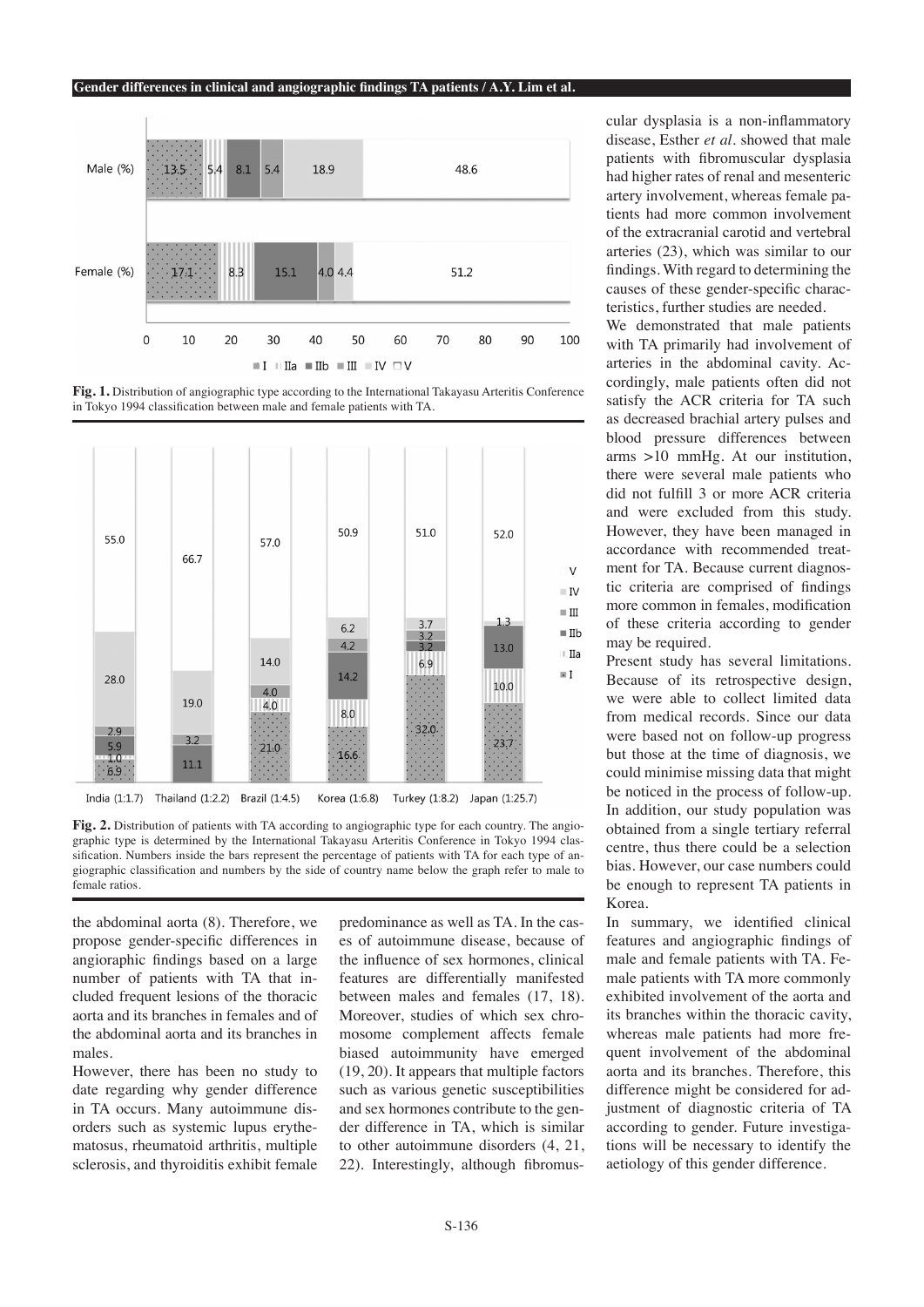**Fig. 1.** Distribution of angiographic type according to the International Takayasu Arteritis Conference in Tokyo 1994 classification between male and female patients with TA.

**Fig. 2.** Distribution of patients with TA according to angiographic type for each country. The angiographic type is determined by the International Takayasu Arteritis Conference in Tokyo 1994 classification. Numbers inside the bars represent the percentage of patients with TA for each type of angiographic classification and numbers by the side of country name below the graph refer to male to female ratios.

the abdominal aorta (8). Therefore, we propose gender-specific differences in angioraphic findings based on a large number of patients with TA that included frequent lesions of the thoracic aorta and its branches in females and of the abdominal aorta and its branches in males.

However, there has been no study to date regarding why gender difference in TA occurs. Many autoimmune disorders such as systemic lupus erythematosus, rheumatoid arthritis, multiple sclerosis, and thyroiditis exhibit female predominance as well as TA. In the cases of autoimmune disease, because of the influence of sex hormones, clinical features are differentially manifested between males and females (17, 18). Moreover, studies of which sex chromosome complement affects female biased autoimmunity have emerged (19, 20). It appears that multiple factors such as various genetic susceptibilities and sex hormones contribute to the gender difference in TA, which is similar to other autoimmune disorders (4, 21, 22). Interestingly, although fibromuscular dysplasia is a non-inflammatory disease, Esther *et al.* showed that male patients with fibromuscular dysplasia had higher rates of renal and mesenteric artery involvement, whereas female patients had more common involvement of the extracranial carotid and vertebral arteries (23), which was similar to our findings. With regard to determining the causes of these gender-specific characteristics, further studies are needed.

We demonstrated that male patients with TA primarily had involvement of arteries in the abdominal cavity. Accordingly, male patients often did not satisfy the ACR criteria for TA such as decreased brachial artery pulses and blood pressure differences between arms >10 mmHg. At our institution, there were several male patients who did not fulfill 3 or more ACR criteria and were excluded from this study. However, they have been managed in accordance with recommended treatment for TA. Because current diagnostic criteria are comprised of findings more common in females, modification of these criteria according to gender may be required.

Present study has several limitations. Because of its retrospective design, we were able to collect limited data from medical records. Since our data were based not on follow-up progress but those at the time of diagnosis, we could minimise missing data that might be noticed in the process of follow-up. In addition, our study population was obtained from a single tertiary referral centre, thus there could be a selection bias. However, our case numbers could be enough to represent TA patients in Korea.

In summary, we identified clinical features and angiographic findings of male and female patients with TA. Female patients with TA more commonly exhibited involvement of the aorta and its branches within the thoracic cavity, whereas male patients had more frequent involvement of the abdominal aorta and its branches. Therefore, this difference might be considered for adjustment of diagnostic criteria of TA according to gender. Future investigations will be necessary to identify the aetiology of this gender difference.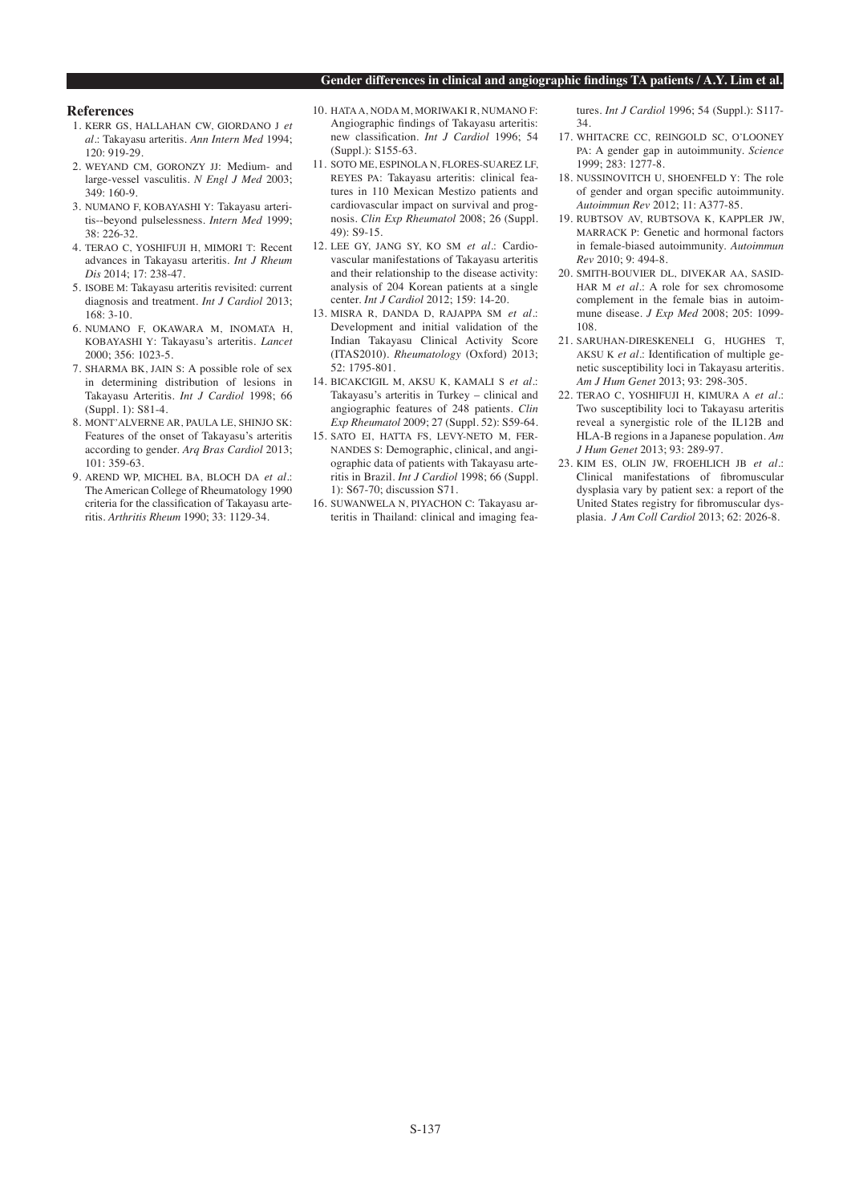## References

1. KERR GS, HALLAHAN CW, GIORDANO J *et al.*: Takayasu arteritis. *Ann Intern Med* 1994; 120: 919-29.
2. WEYAND CM, GORONZY JJ: Medium- and large-vessel vasculitis. *N Engl J Med* 2003; 349: 160-9.
3. NUMANO F, KOBAYASHI Y: Takayasu arteritis--beyond pulselessness. *Intern Med* 1999; 38: 226-32.
4. TERAO C, YOSHIFUJI H, MIMORI T: Recent advances in Takayasu arteritis. *Int J Rheum Dis* 2014; 17: 238-47.
5. ISOBE M: Takayasu arteritis revisited: current diagnosis and treatment. *Int J Cardiol* 2013; 168: 3-10.
6. NUMANO F, OKAWARA M, INOMATA H, KOBAYASHI Y: Takayasu's arteritis. *Lancet* 2000; 356: 1023-5.
7. SHARMA BK, JAIN S: A possible role of sex in determining distribution of lesions in Takayasu Arteritis. *Int J Cardiol* 1998; 66 (Suppl. 1): S81-4.
8. MONT'ALVERNE AR, PAULA LE, SHINJO SK: Features of the onset of Takayasu's arteritis according to gender. *Arq Bras Cardiol* 2013; 101: 359-63.
9. AREND WP, MICHEL BA, BLOCH DA *et al.*: The American College of Rheumatology 1990 criteria for the classification of Takayasu arteritis. *Arthritis Rheum* 1990; 33: 1129-34.
10. HATA A, NODA M, MORIWAKI R, NUMANO F: Angiographic findings of Takayasu arteritis: new classification. *Int J Cardiol* 1996; 54 (Suppl.): S155-63.
11. SOTO ME, ESPINOLA N, FLORES-SUAREZ LF, REYES PA: Takayasu arteritis: clinical features in 110 Mexican Mestizo patients and cardiovascular impact on survival and prognosis. *Clin Exp Rheumatol* 2008; 26 (Suppl. 49): S9-15.
12. LEE GY, JANG SY, KO SM *et al.*: Cardiovascular manifestations of Takayasu arteritis and their relationship to the disease activity: analysis of 204 Korean patients at a single center. *Int J Cardiol* 2012; 159: 14-20.
13. MISRA R, DANDA D, RAJAPPA SM *et al.*: Development and initial validation of the Indian Takayasu Clinical Activity Score (ITAS2010). *Rheumatology* (Oxford) 2013; 52: 1795-801.
14. BICAKCIGIL M, AKSU K, KAMALI S *et al.*: Takayasu's arteritis in Turkey – clinical and angiographic features of 248 patients. *Clin Exp Rheumatol* 2009; 27 (Suppl. 52): S59-64.
15. SATO EI, HATTA FS, LEVY-NETO M, FERNANDES S: Demographic, clinical, and angiographic data of patients with Takayasu arteritis in Brazil. *Int J Cardiol* 1998; 66 (Suppl. 1): S67-70; discussion S71.
16. SUWANWELA N, PIYACHON C: Takayasu arteritis in Thailand: clinical and imaging features. *Int J Cardiol* 1996; 54 (Suppl.): S117-34.
17. WHITACRE CC, REINGOLD SC, O'LOONEY PA: A gender gap in autoimmunity. *Science* 1999; 283: 1277-8.
18. NUSSINOVITCH U, SHOENFELD Y: The role of gender and organ specific autoimmunity. *Autoimmun Rev* 2012; 11: A377-85.
19. RUBTSOV AV, RUBTSOVA K, KAPPLER JW, MARRACK P: Genetic and hormonal factors in female-biased autoimmunity. *Autoimmun Rev* 2010; 9: 494-8.
20. SMITH-BOUVIER DL, DIVEKAR AA, SASIDHAR M *et al.*: A role for sex chromosome complement in the female bias in autoimmune disease. *J Exp Med* 2008; 205: 1099-108.
21. SARUHAN-DIRESKENELI G, HUGHES T, AKSU K *et al.*: Identification of multiple genetic susceptibility loci in Takayasu arteritis. *Am J Hum Genet* 2013; 93: 298-305.
22. TERAO C, YOSHIFUJI H, KIMURA A *et al.*: Two susceptibility loci to Takayasu arteritis reveal a synergistic role of the IL12B and HLA-B regions in a Japanese population. *Am J Hum Genet* 2013; 93: 289-97.
23. KIM ES, OLIN JW, FROEHLICH JB *et al.*: Clinical manifestations of fibromuscular dysplasia vary by patient sex: a report of the United States registry for fibromuscular dysplasia. *J Am Coll Cardiol* 2013; 62: 2026-8.